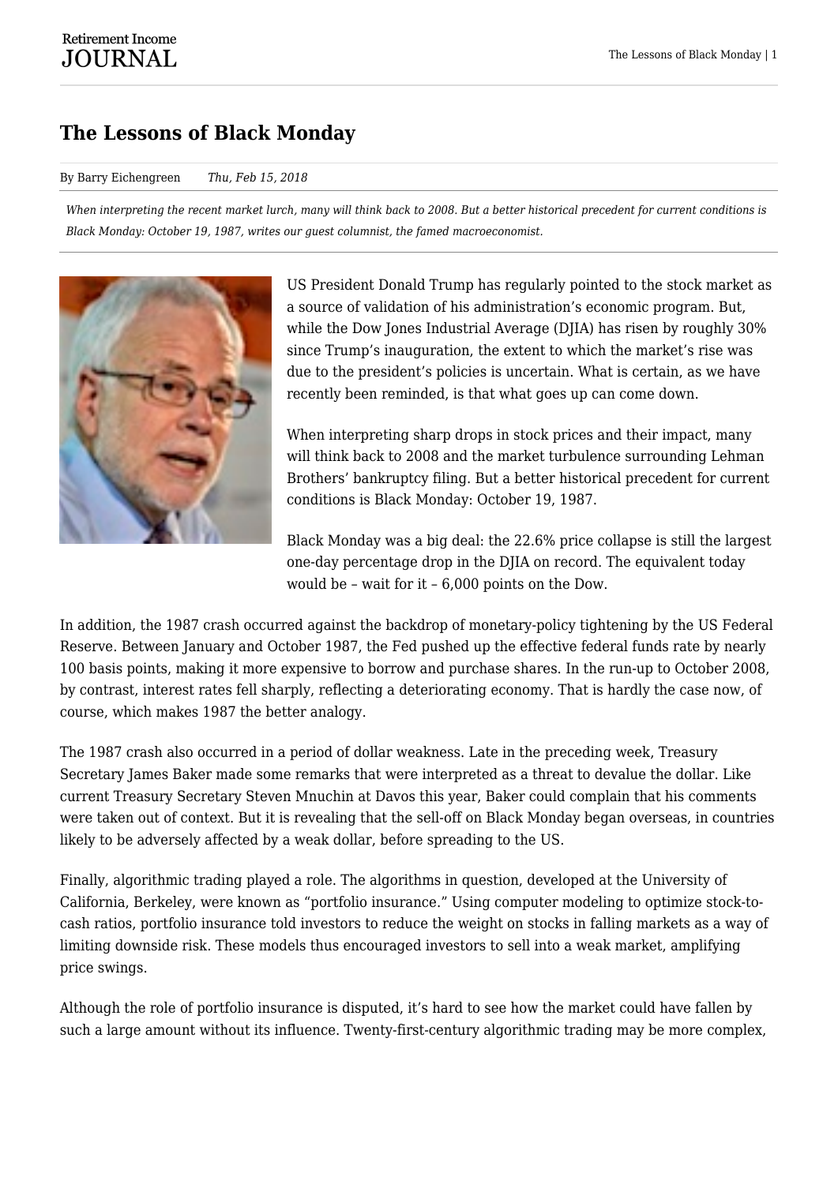# The Lessons of Black Monday

By Barry Eichengreen *Thu, Feb 15, 2018*

*When interpreting the recent market lurch, many will think back to 2008. But a better historical precedent for current conditions is Black Monday: October 19, 1987, writes our guest columnist, the famed macroeconomist.*

US President Donald Trump has regularly pointed to the stock market as a source of validation of his administration's economic program. But, while the Dow Jones Industrial Average (DJIA) has risen by roughly 30% since Trump's inauguration, the extent to which the market's rise was due to the president's policies is uncertain. What is certain, as we have recently been reminded, is that what goes up can come down.

When interpreting sharp drops in stock prices and their impact, many will think back to 2008 and the market turbulence surrounding Lehman Brothers' bankruptcy filing. But a better historical precedent for current conditions is Black Monday: October 19, 1987.

Black Monday was a big deal: the 22.6% price collapse is still the largest one-day percentage drop in the DJIA on record. The equivalent today would be – wait for it – 6,000 points on the Dow.

In addition, the 1987 crash occurred against the backdrop of monetary-policy tightening by the US Federal Reserve. Between January and October 1987, the Fed pushed up the effective federal funds rate by nearly 100 basis points, making it more expensive to borrow and purchase shares. In the run-up to October 2008, by contrast, interest rates fell sharply, reflecting a deteriorating economy. That is hardly the case now, of course, which makes 1987 the better analogy.

The 1987 crash also occurred in a period of dollar weakness. Late in the preceding week, Treasury Secretary James Baker made some remarks that were interpreted as a threat to devalue the dollar. Like current Treasury Secretary Steven Mnuchin at Davos this year, Baker could complain that his comments were taken out of context. But it is revealing that the sell-off on Black Monday began overseas, in countries likely to be adversely affected by a weak dollar, before spreading to the US.

Finally, algorithmic trading played a role. The algorithms in question, developed at the University of California, Berkeley, were known as "portfolio insurance." Using computer modeling to optimize stock-to-cash ratios, portfolio insurance told investors to reduce the weight on stocks in falling markets as a way of limiting downside risk. These models thus encouraged investors to sell into a weak market, amplifying price swings.

Although the role of portfolio insurance is disputed, it's hard to see how the market could have fallen by such a large amount without its influence. Twenty-first-century algorithmic trading may be more complex,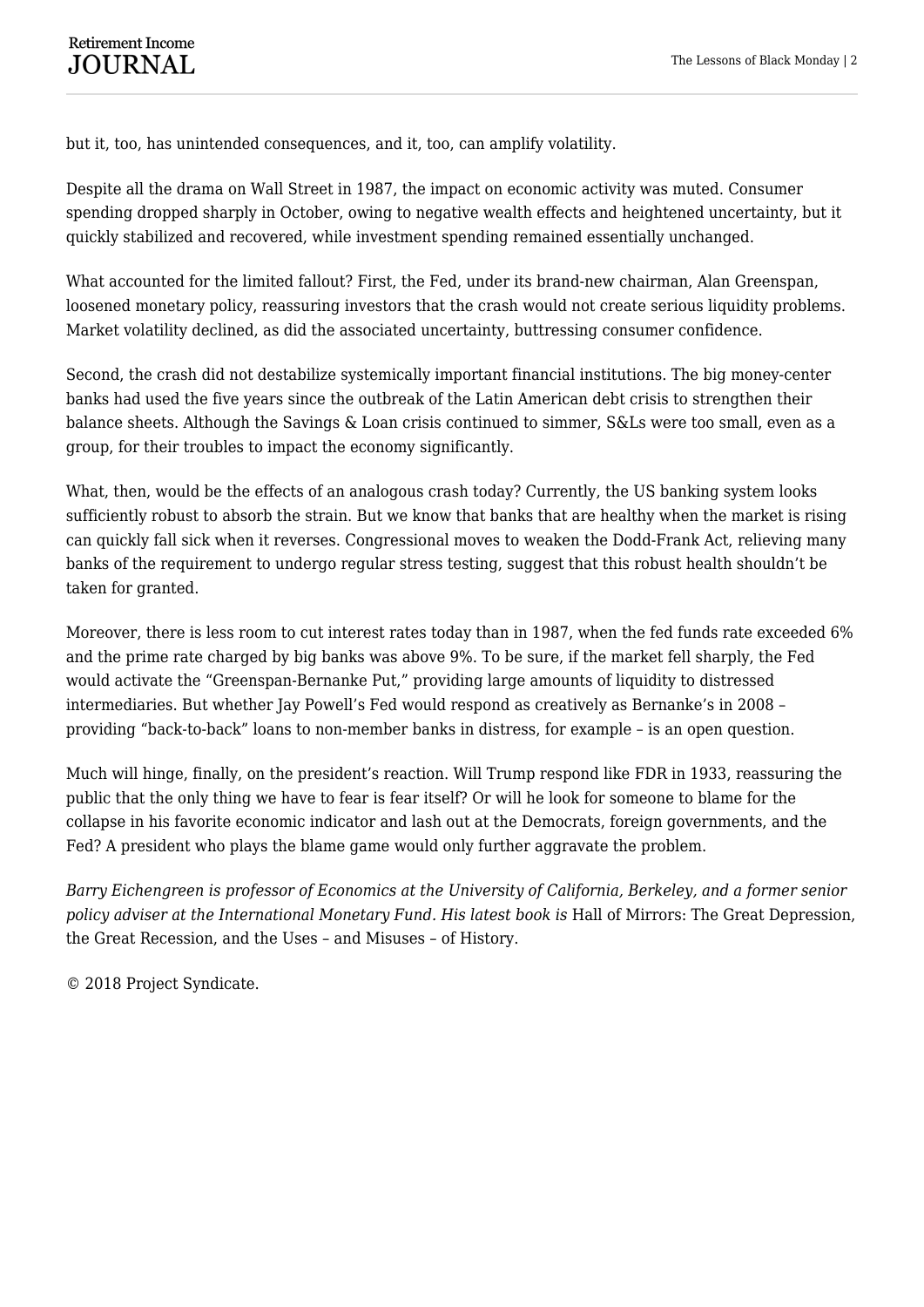but it, too, has unintended consequences, and it, too, can amplify volatility.

Despite all the drama on Wall Street in 1987, the impact on economic activity was muted. Consumer spending dropped sharply in October, owing to negative wealth effects and heightened uncertainty, but it quickly stabilized and recovered, while investment spending remained essentially unchanged.

What accounted for the limited fallout? First, the Fed, under its brand-new chairman, Alan Greenspan, loosened monetary policy, reassuring investors that the crash would not create serious liquidity problems. Market volatility declined, as did the associated uncertainty, buttressing consumer confidence.

Second, the crash did not destabilize systemically important financial institutions. The big money-center banks had used the five years since the outbreak of the Latin American debt crisis to strengthen their balance sheets. Although the Savings & Loan crisis continued to simmer, S&Ls were too small, even as a group, for their troubles to impact the economy significantly.

What, then, would be the effects of an analogous crash today? Currently, the US banking system looks sufficiently robust to absorb the strain. But we know that banks that are healthy when the market is rising can quickly fall sick when it reverses. Congressional moves to weaken the Dodd-Frank Act, relieving many banks of the requirement to undergo regular stress testing, suggest that this robust health shouldn't be taken for granted.

Moreover, there is less room to cut interest rates today than in 1987, when the fed funds rate exceeded 6% and the prime rate charged by big banks was above 9%. To be sure, if the market fell sharply, the Fed would activate the "Greenspan-Bernanke Put," providing large amounts of liquidity to distressed intermediaries. But whether Jay Powell's Fed would respond as creatively as Bernanke's in 2008 – providing "back-to-back" loans to non-member banks in distress, for example – is an open question.

Much will hinge, finally, on the president's reaction. Will Trump respond like FDR in 1933, reassuring the public that the only thing we have to fear is fear itself? Or will he look for someone to blame for the collapse in his favorite economic indicator and lash out at the Democrats, foreign governments, and the Fed? A president who plays the blame game would only further aggravate the problem.

*Barry Eichengreen is professor of Economics at the University of California, Berkeley, and a former senior policy adviser at the International Monetary Fund. His latest book is* Hall of Mirrors: The Great Depression, the Great Recession, and the Uses – and Misuses – of History.

© 2018 Project Syndicate.